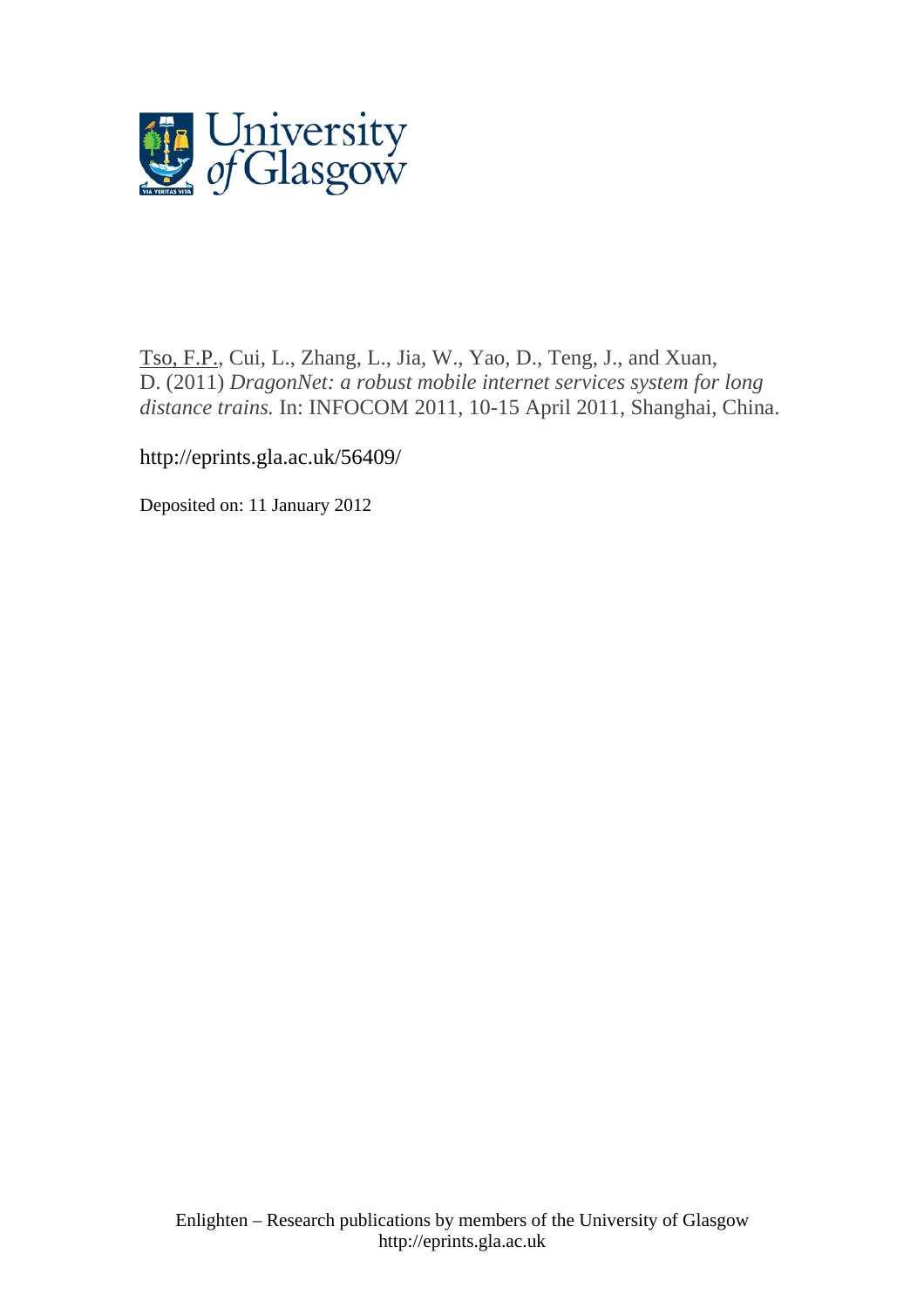Tso, F.P., Cui, L., Zhang, L., Jia, W., Yao, D., Teng, J., and Xuan, D. (2011) *DragonNet: a robust mobile internet services system for long distance trains.* In: INFOCOM 2011, 10-15 April 2011, Shanghai, China.

http://eprints.gla.ac.uk/56409/

Deposited on: 11 January 2012

Enlighten – Research publications by members of the University of Glasgow
http://eprints.gla.ac.uk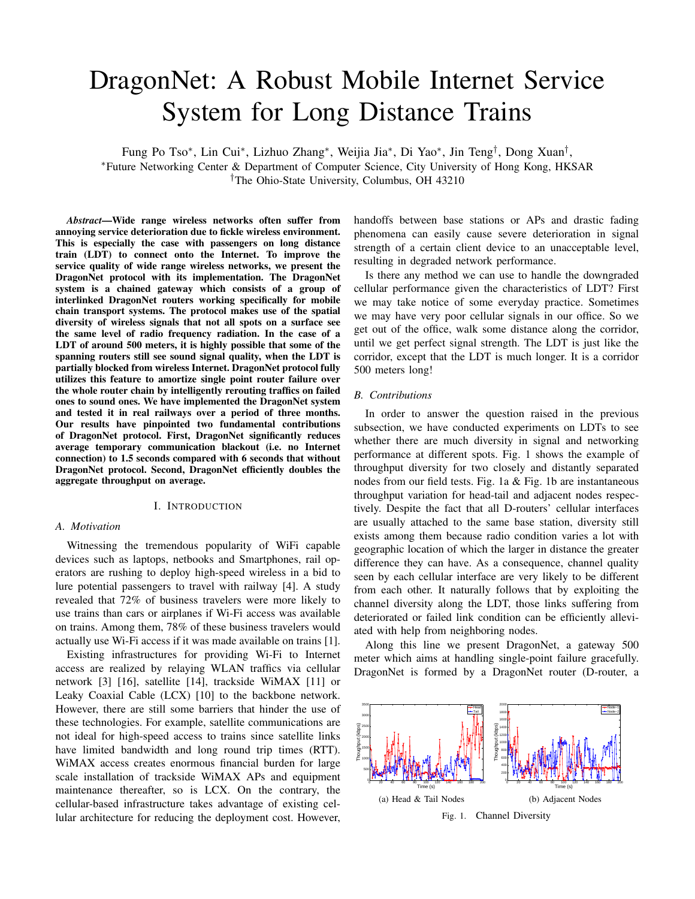# DragonNet: A Robust Mobile Internet Service System for Long Distance Trains

Fung Po Tso*, Lin Cui*, Lizhuo Zhang*, Weijia Jia*, Di Yao*, Jin Teng†, Dong Xuan†,

*Future Networking Center & Department of Computer Science, City University of Hong Kong, HKSAR

†The Ohio-State University, Columbus, OH 43210

***Abstract*—Wide range wireless networks often suffer from annoying service deterioration due to fickle wireless environment. This is especially the case with passengers on long distance train (LDT) to connect onto the Internet. To improve the service quality of wide range wireless networks, we present the DragonNet protocol with its implementation. The DragonNet system is a chained gateway which consists of a group of interlinked DragonNet routers working specifically for mobile chain transport systems. The protocol makes use of the spatial diversity of wireless signals that not all spots on a surface see the same level of radio frequency radiation. In the case of a LDT of around 500 meters, it is highly possible that some of the spanning routers still see sound signal quality, when the LDT is partially blocked from wireless Internet. DragonNet protocol fully utilizes this feature to amortize single point router failure over the whole router chain by intelligently rerouting traffics on failed ones to sound ones. We have implemented the DragonNet system and tested it in real railways over a period of three months. Our results have pinpointed two fundamental contributions of DragonNet protocol. First, DragonNet significantly reduces average temporary communication blackout (i.e. no Internet connection) to 1.5 seconds compared with 6 seconds that without DragonNet protocol. Second, DragonNet efficiently doubles the aggregate throughput on average.**

## I. Introduction

### A. Motivation

Witnessing the tremendous popularity of WiFi capable devices such as laptops, netbooks and Smartphones, rail operators are rushing to deploy high-speed wireless in a bid to lure potential passengers to travel with railway [4]. A study revealed that 72% of business travelers were more likely to use trains than cars or airplanes if Wi-Fi access was available on trains. Among them, 78% of these business travelers would actually use Wi-Fi access if it was made available on trains [1].

Existing infrastructures for providing Wi-Fi to Internet access are realized by relaying WLAN traffics via cellular network [3] [16], satellite [14], trackside WiMAX [11] or Leaky Coaxial Cable (LCX) [10] to the backbone network. However, there are still some barriers that hinder the use of these technologies. For example, satellite communications are not ideal for high-speed access to trains since satellite links have limited bandwidth and long round trip times (RTT). WiMAX access creates enormous financial burden for large scale installation of trackside WiMAX APs and equipment maintenance thereafter, so is LCX. On the contrary, the cellular-based infrastructure takes advantage of existing cellular architecture for reducing the deployment cost. However, handoffs between base stations or APs and drastic fading phenomena can easily cause severe deterioration in signal strength of a certain client device to an unacceptable level, resulting in degraded network performance.

Is there any method we can use to handle the downgraded cellular performance given the characteristics of LDT? First we may take notice of some everyday practice. Sometimes we may have very poor cellular signals in our office. So we get out of the office, walk some distance along the corridor, until we get perfect signal strength. The LDT is just like the corridor, except that the LDT is much longer. It is a corridor 500 meters long!

### B. Contributions

In order to answer the question raised in the previous subsection, we have conducted experiments on LDTs to see whether there are much diversity in signal and networking performance at different spots. Fig. 1 shows the example of throughput diversity for two closely and distantly separated nodes from our field tests. Fig. 1a & Fig. 1b are instantaneous throughput variation for head-tail and adjacent nodes respectively. Despite the fact that all D-routers' cellular interfaces are usually attached to the same base station, diversity still exists among them because radio condition varies a lot with geographic location of which the larger in distance the greater difference they can have. As a consequence, channel quality seen by each cellular interface are very likely to be different from each other. It naturally follows that by exploiting the channel diversity along the LDT, those links suffering from deteriorated or failed link condition can be efficiently alleviated with help from neighboring nodes.

Along this line we present DragonNet, a gateway 500 meter which aims at handling single-point failure gracefully. DragonNet is formed by a DragonNet router (D-router, a

(a) Head & Tail Nodes (b) Adjacent Nodes

Fig. 1. Channel Diversity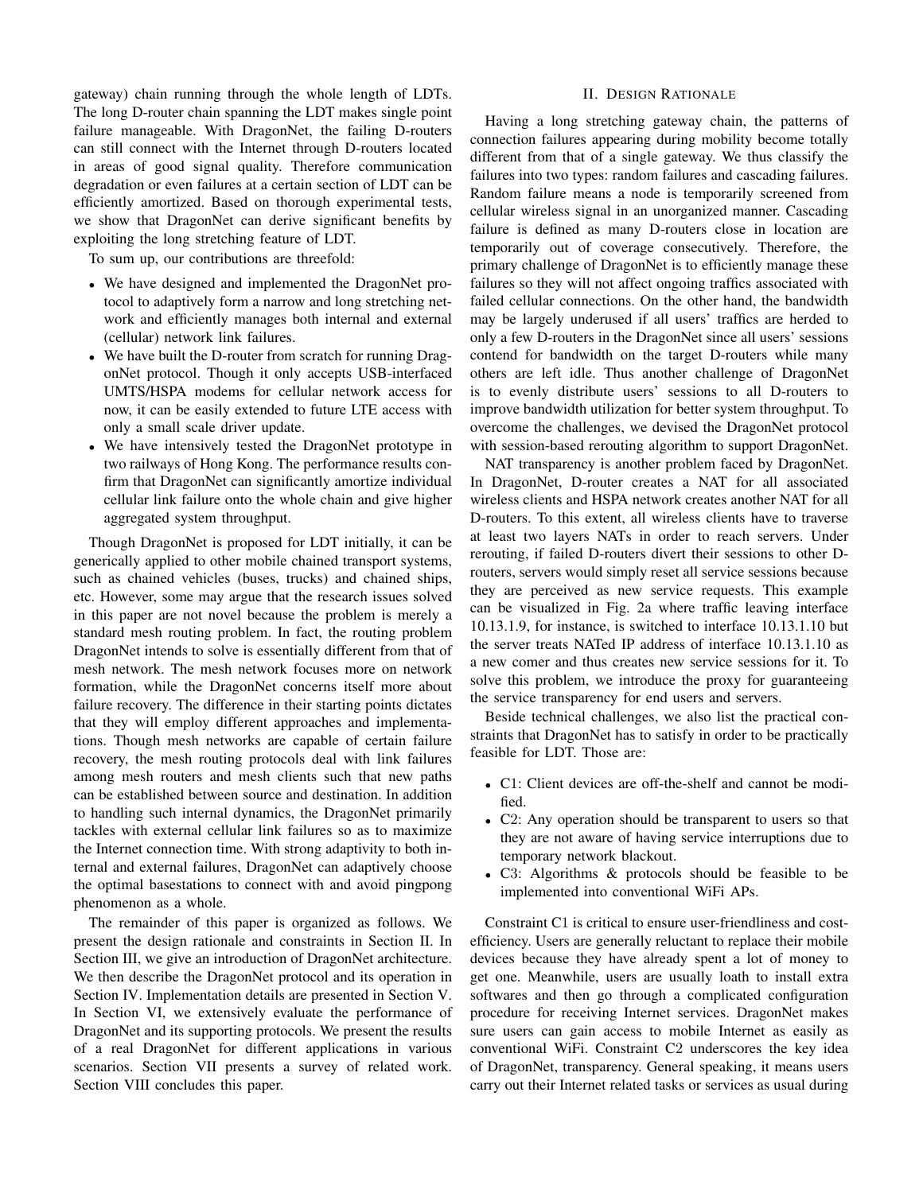gateway) chain running through the whole length of LDTs. The long D-router chain spanning the LDT makes single point failure manageable. With DragonNet, the failing D-routers can still connect with the Internet through D-routers located in areas of good signal quality. Therefore communication degradation or even failures at a certain section of LDT can be efficiently amortized. Based on thorough experimental tests, we show that DragonNet can derive significant benefits by exploiting the long stretching feature of LDT.

To sum up, our contributions are threefold:

- We have designed and implemented the DragonNet protocol to adaptively form a narrow and long stretching network and efficiently manages both internal and external (cellular) network link failures.
- We have built the D-router from scratch for running DragonNet protocol. Though it only accepts USB-interfaced UMTS/HSPA modems for cellular network access for now, it can be easily extended to future LTE access with only a small scale driver update.
- We have intensively tested the DragonNet prototype in two railways of Hong Kong. The performance results confirm that DragonNet can significantly amortize individual cellular link failure onto the whole chain and give higher aggregated system throughput.

Though DragonNet is proposed for LDT initially, it can be generically applied to other mobile chained transport systems, such as chained vehicles (buses, trucks) and chained ships, etc. However, some may argue that the research issues solved in this paper are not novel because the problem is merely a standard mesh routing problem. In fact, the routing problem DragonNet intends to solve is essentially different from that of mesh network. The mesh network focuses more on network formation, while the DragonNet concerns itself more about failure recovery. The difference in their starting points dictates that they will employ different approaches and implementations. Though mesh networks are capable of certain failure recovery, the mesh routing protocols deal with link failures among mesh routers and mesh clients such that new paths can be established between source and destination. In addition to handling such internal dynamics, the DragonNet primarily tackles with external cellular link failures so as to maximize the Internet connection time. With strong adaptivity to both internal and external failures, DragonNet can adaptively choose the optimal basestations to connect with and avoid pingpong phenomenon as a whole.

The remainder of this paper is organized as follows. We present the design rationale and constraints in Section II. In Section III, we give an introduction of DragonNet architecture. We then describe the DragonNet protocol and its operation in Section IV. Implementation details are presented in Section V. In Section VI, we extensively evaluate the performance of DragonNet and its supporting protocols. We present the results of a real DragonNet for different applications in various scenarios. Section VII presents a survey of related work. Section VIII concludes this paper.

## II. Design Rationale

Having a long stretching gateway chain, the patterns of connection failures appearing during mobility become totally different from that of a single gateway. We thus classify the failures into two types: random failures and cascading failures. Random failure means a node is temporarily screened from cellular wireless signal in an unorganized manner. Cascading failure is defined as many D-routers close in location are temporarily out of coverage consecutively. Therefore, the primary challenge of DragonNet is to efficiently manage these failures so they will not affect ongoing traffics associated with failed cellular connections. On the other hand, the bandwidth may be largely underused if all users' traffics are herded to only a few D-routers in the DragonNet since all users' sessions contend for bandwidth on the target D-routers while many others are left idle. Thus another challenge of DragonNet is to evenly distribute users' sessions to all D-routers to improve bandwidth utilization for better system throughput. To overcome the challenges, we devised the DragonNet protocol with session-based rerouting algorithm to support DragonNet.

NAT transparency is another problem faced by DragonNet. In DragonNet, D-router creates a NAT for all associated wireless clients and HSPA network creates another NAT for all D-routers. To this extent, all wireless clients have to traverse at least two layers NATs in order to reach servers. Under rerouting, if failed D-routers divert their sessions to other D-routers, servers would simply reset all service sessions because they are perceived as new service requests. This example can be visualized in Fig. 2a where traffic leaving interface 10.13.1.9, for instance, is switched to interface 10.13.1.10 but the server treats NATed IP address of interface 10.13.1.10 as a new comer and thus creates new service sessions for it. To solve this problem, we introduce the proxy for guaranteeing the service transparency for end users and servers.

Beside technical challenges, we also list the practical constraints that DragonNet has to satisfy in order to be practically feasible for LDT. Those are:

- C1: Client devices are off-the-shelf and cannot be modified.
- C2: Any operation should be transparent to users so that they are not aware of having service interruptions due to temporary network blackout.
- C3: Algorithms & protocols should be feasible to be implemented into conventional WiFi APs.

Constraint C1 is critical to ensure user-friendliness and cost-efficiency. Users are generally reluctant to replace their mobile devices because they have already spent a lot of money to get one. Meanwhile, users are usually loath to install extra softwares and then go through a complicated configuration procedure for receiving Internet services. DragonNet makes sure users can gain access to mobile Internet as easily as conventional WiFi. Constraint C2 underscores the key idea of DragonNet, transparency. General speaking, it means users carry out their Internet related tasks or services as usual during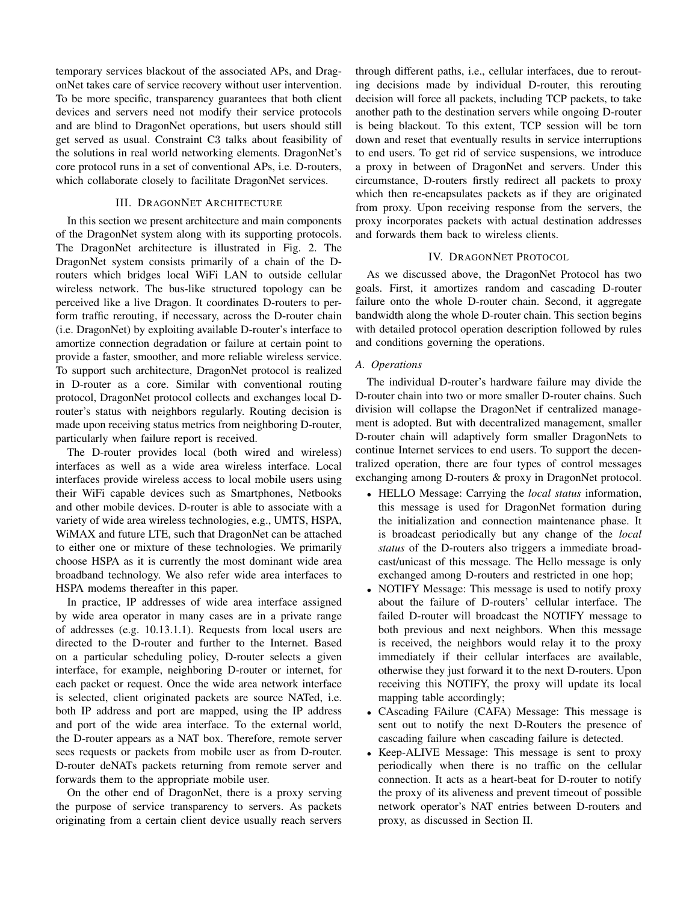temporary services blackout of the associated APs, and DragonNet takes care of service recovery without user intervention. To be more specific, transparency guarantees that both client devices and servers need not modify their service protocols and are blind to DragonNet operations, but users should still get served as usual. Constraint C3 talks about feasibility of the solutions in real world networking elements. DragonNet's core protocol runs in a set of conventional APs, i.e. D-routers, which collaborate closely to facilitate DragonNet services.

## III. DragonNet Architecture

In this section we present architecture and main components of the DragonNet system along with its supporting protocols. The DragonNet architecture is illustrated in Fig. 2. The DragonNet system consists primarily of a chain of the D-routers which bridges local WiFi LAN to outside cellular wireless network. The bus-like structured topology can be perceived like a live Dragon. It coordinates D-routers to perform traffic rerouting, if necessary, across the D-router chain (i.e. DragonNet) by exploiting available D-router's interface to amortize connection degradation or failure at certain point to provide a faster, smoother, and more reliable wireless service. To support such architecture, DragonNet protocol is realized in D-router as a core. Similar with conventional routing protocol, DragonNet protocol collects and exchanges local D-router's status with neighbors regularly. Routing decision is made upon receiving status metrics from neighboring D-router, particularly when failure report is received.

The D-router provides local (both wired and wireless) interfaces as well as a wide area wireless interface. Local interfaces provide wireless access to local mobile users using their WiFi capable devices such as Smartphones, Netbooks and other mobile devices. D-router is able to associate with a variety of wide area wireless technologies, e.g., UMTS, HSPA, WiMAX and future LTE, such that DragonNet can be attached to either one or mixture of these technologies. We primarily choose HSPA as it is currently the most dominant wide area broadband technology. We also refer wide area interfaces to HSPA modems thereafter in this paper.

In practice, IP addresses of wide area interface assigned by wide area operator in many cases are in a private range of addresses (e.g. 10.13.1.1). Requests from local users are directed to the D-router and further to the Internet. Based on a particular scheduling policy, D-router selects a given interface, for example, neighboring D-router or internet, for each packet or request. Once the wide area network interface is selected, client originated packets are source NATed, i.e. both IP address and port are mapped, using the IP address and port of the wide area interface. To the external world, the D-router appears as a NAT box. Therefore, remote server sees requests or packets from mobile user as from D-router. D-router deNATs packets returning from remote server and forwards them to the appropriate mobile user.

On the other end of DragonNet, there is a proxy serving the purpose of service transparency to servers. As packets originating from a certain client device usually reach servers through different paths, i.e., cellular interfaces, due to rerouting decisions made by individual D-router, this rerouting decision will force all packets, including TCP packets, to take another path to the destination servers while ongoing D-router is being blackout. To this extent, TCP session will be torn down and reset that eventually results in service interruptions to end users. To get rid of service suspensions, we introduce a proxy in between of DragonNet and servers. Under this circumstance, D-routers firstly redirect all packets to proxy which then re-encapsulates packets as if they are originated from proxy. Upon receiving response from the servers, the proxy incorporates packets with actual destination addresses and forwards them back to wireless clients.

## IV. DragonNet Protocol

As we discussed above, the DragonNet Protocol has two goals. First, it amortizes random and cascading D-router failure onto the whole D-router chain. Second, it aggregate bandwidth along the whole D-router chain. This section begins with detailed protocol operation description followed by rules and conditions governing the operations.

### A. Operations

The individual D-router's hardware failure may divide the D-router chain into two or more smaller D-router chains. Such division will collapse the DragonNet if centralized management is adopted. But with decentralized management, smaller D-router chain will adaptively form smaller DragonNets to continue Internet services to end users. To support the decentralized operation, there are four types of control messages exchanging among D-routers & proxy in DragonNet protocol.

- HELLO Message: Carrying the *local status* information, this message is used for DragonNet formation during the initialization and connection maintenance phase. It is broadcast periodically but any change of the *local status* of the D-routers also triggers a immediate broadcast/unicast of this message. The Hello message is only exchanged among D-routers and restricted in one hop;
- NOTIFY Message: This message is used to notify proxy about the failure of D-routers' cellular interface. The failed D-router will broadcast the NOTIFY message to both previous and next neighbors. When this message is received, the neighbors would relay it to the proxy immediately if their cellular interfaces are available, otherwise they just forward it to the next D-routers. Upon receiving this NOTIFY, the proxy will update its local mapping table accordingly;
- CAscading FAilure (CAFA) Message: This message is sent out to notify the next D-Routers the presence of cascading failure when cascading failure is detected.
- Keep-ALIVE Message: This message is sent to proxy periodically when there is no traffic on the cellular connection. It acts as a heart-beat for D-router to notify the proxy of its aliveness and prevent timeout of possible network operator's NAT entries between D-routers and proxy, as discussed in Section II.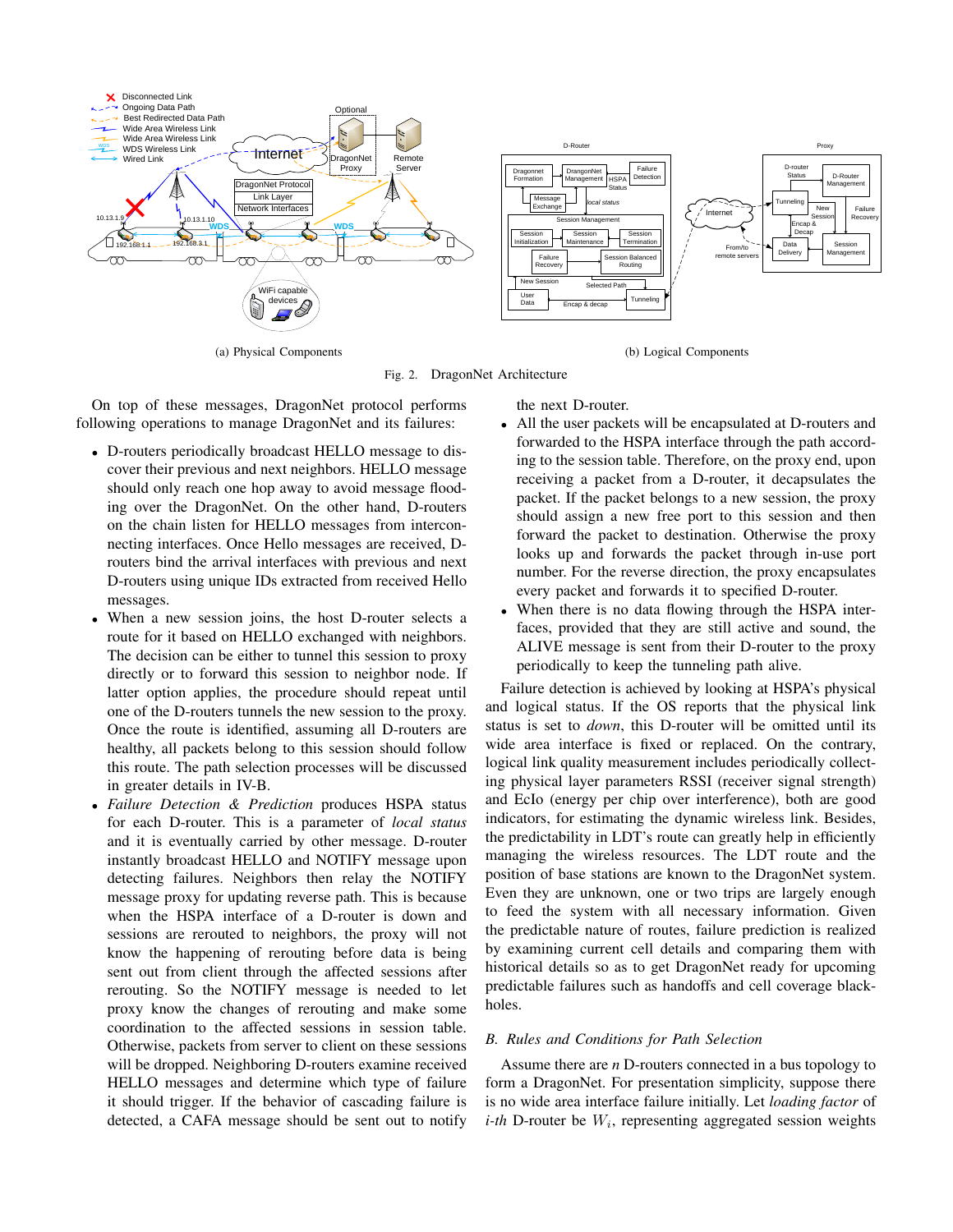(a) Physical Components

(b) Logical Components

Fig. 2. DragonNet Architecture

On top of these messages, DragonNet protocol performs following operations to manage DragonNet and its failures:

- D-routers periodically broadcast HELLO message to discover their previous and next neighbors. HELLO message should only reach one hop away to avoid message flooding over the DragonNet. On the other hand, D-routers on the chain listen for HELLO messages from interconnecting interfaces. Once Hello messages are received, D-routers bind the arrival interfaces with previous and next D-routers using unique IDs extracted from received Hello messages.
- When a new session joins, the host D-router selects a route for it based on HELLO exchanged with neighbors. The decision can be either to tunnel this session to proxy directly or to forward this session to neighbor node. If latter option applies, the procedure should repeat until one of the D-routers tunnels the new session to the proxy. Once the route is identified, assuming all D-routers are healthy, all packets belong to this session should follow this route. The path selection processes will be discussed in greater details in IV-B.
- *Failure Detection & Prediction* produces HSPA status for each D-router. This is a parameter of *local status* and it is eventually carried by other message. D-router instantly broadcast HELLO and NOTIFY message upon detecting failures. Neighbors then relay the NOTIFY message proxy for updating reverse path. This is because when the HSPA interface of a D-router is down and sessions are rerouted to neighbors, the proxy will not know the happening of rerouting before data is being sent out from client through the affected sessions after rerouting. So the NOTIFY message is needed to let proxy know the changes of rerouting and make some coordination to the affected sessions in session table. Otherwise, packets from server to client on these sessions will be dropped. Neighboring D-routers examine received HELLO messages and determine which type of failure it should trigger. If the behavior of cascading failure is detected, a CAFA message should be sent out to notify the next D-router.
- All the user packets will be encapsulated at D-routers and forwarded to the HSPA interface through the path according to the session table. Therefore, on the proxy end, upon receiving a packet from a D-router, it decapsulates the packet. If the packet belongs to a new session, the proxy should assign a new free port to this session and then forward the packet to destination. Otherwise the proxy looks up and forwards the packet through in-use port number. For the reverse direction, the proxy encapsulates every packet and forwards it to specified D-router.
- When there is no data flowing through the HSPA interfaces, provided that they are still active and sound, the ALIVE message is sent from their D-router to the proxy periodically to keep the tunneling path alive.

Failure detection is achieved by looking at HSPA's physical and logical status. If the OS reports that the physical link status is set to *down*, this D-router will be omitted until its wide area interface is fixed or replaced. On the contrary, logical link quality measurement includes periodically collecting physical layer parameters RSSI (receiver signal strength) and EcIo (energy per chip over interference), both are good indicators, for estimating the dynamic wireless link. Besides, the predictability in LDT's route can greatly help in efficiently managing the wireless resources. The LDT route and the position of base stations are known to the DragonNet system. Even they are unknown, one or two trips are largely enough to feed the system with all necessary information. Given the predictable nature of routes, failure prediction is realized by examining current cell details and comparing them with historical details so as to get DragonNet ready for upcoming predictable failures such as handoffs and cell coverage black-holes.

### *B. Rules and Conditions for Path Selection*

Assume there are $n$ D-routers connected in a bus topology to form a DragonNet. For presentation simplicity, suppose there is no wide area interface failure initially. Let *loading factor* of *i-th* D-router be $W_i$, representing aggregated session weights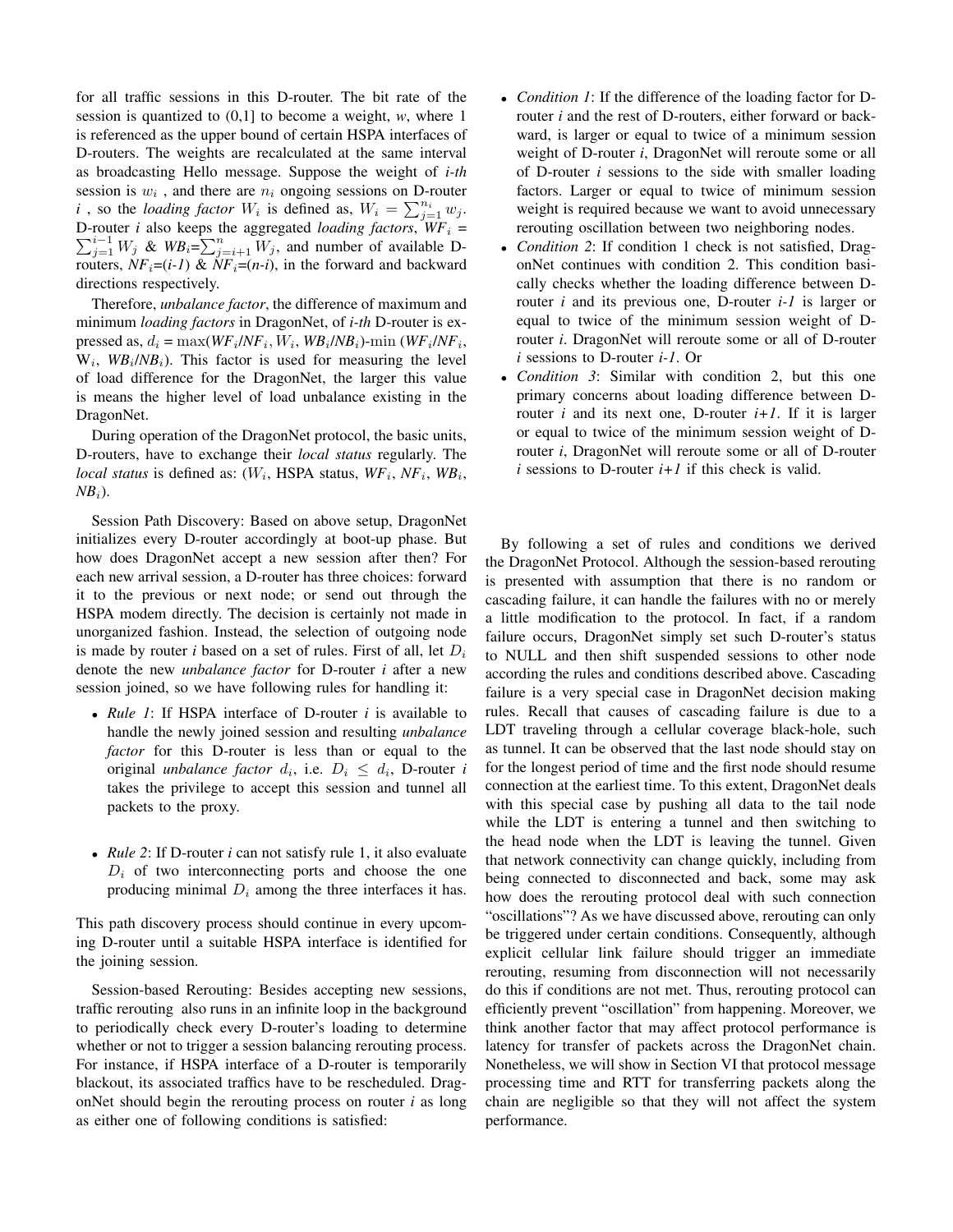for all traffic sessions in this D-router. The bit rate of the session is quantized to (0,1] to become a weight, $w$, where 1 is referenced as the upper bound of certain HSPA interfaces of D-routers. The weights are recalculated at the same interval as broadcasting Hello message. Suppose the weight of *i-th* session is $w_i$ , and there are $n_i$ ongoing sessions on D-router $i$ , so the *loading factor* $W_i$ is defined as, $W_i = \sum_{j=1}^{n_i} w_j$. D-router $i$ also keeps the aggregated *loading factors*, $WF_i = \sum_{j=1}^{i-1} W_j$ & $WB_i = \sum_{j=i+1}^{n} W_j$, and number of available D-routers, $NF_i=(i-1)$ & $NF_i=(n-i)$, in the forward and backward directions respectively.

Therefore, *unbalance factor*, the difference of maximum and minimum *loading factors* in DragonNet, of *i-th* D-router is expressed as, $d_i = \max(WF_i/NF_i, W_i, WB_i/NB_i) - \min(WF_i/NF_i, W_i, WB_i/NB_i)$. This factor is used for measuring the level of load difference for the DragonNet, the larger this value is means the higher level of load unbalance existing in the DragonNet.

During operation of the DragonNet protocol, the basic units, D-routers, have to exchange their *local status* regularly. The *local status* is defined as: ($W_i$, HSPA status, $WF_i$, $NF_i$, $WB_i$, $NB_i$).

Session Path Discovery: Based on above setup, DragonNet initializes every D-router accordingly at boot-up phase. But how does DragonNet accept a new session after then? For each new arrival session, a D-router has three choices: forward it to the previous or next node; or send out through the HSPA modem directly. The decision is certainly not made in unorganized fashion. Instead, the selection of outgoing node is made by router $i$ based on a set of rules. First of all, let $D_i$ denote the new *unbalance factor* for D-router $i$ after a new session joined, so we have following rules for handling it:

- *Rule 1*: If HSPA interface of D-router $i$ is available to handle the newly joined session and resulting *unbalance factor* for this D-router is less than or equal to the original *unbalance factor* $d_i$, i.e. $D_i \leq d_i$, D-router $i$ takes the privilege to accept this session and tunnel all packets to the proxy.
- *Rule 2*: If D-router $i$ can not satisfy rule 1, it also evaluate $D_i$ of two interconnecting ports and choose the one producing minimal $D_i$ among the three interfaces it has.

This path discovery process should continue in every upcoming D-router until a suitable HSPA interface is identified for the joining session.

Session-based Rerouting: Besides accepting new sessions, traffic rerouting also runs in an infinite loop in the background to periodically check every D-router's loading to determine whether or not to trigger a session balancing rerouting process. For instance, if HSPA interface of a D-router is temporarily blackout, its associated traffics have to be rescheduled. DragonNet should begin the rerouting process on router $i$ as long as either one of following conditions is satisfied:

- *Condition 1*: If the difference of the loading factor for D-router $i$ and the rest of D-routers, either forward or backward, is larger or equal to twice of a minimum session weight of D-router $i$, DragonNet will reroute some or all of D-router $i$ sessions to the side with smaller loading factors. Larger or equal to twice of minimum session weight is required because we want to avoid unnecessary rerouting oscillation between two neighboring nodes.
- *Condition 2*: If condition 1 check is not satisfied, DragonNet continues with condition 2. This condition basically checks whether the loading difference between D-router $i$ and its previous one, D-router *i-1* is larger or equal to twice of the minimum session weight of D-router $i$. DragonNet will reroute some or all of D-router $i$ sessions to D-router *i-1*. Or
- *Condition 3*: Similar with condition 2, but this one primary concerns about loading difference between D-router $i$ and its next one, D-router *i+1*. If it is larger or equal to twice of the minimum session weight of D-router $i$, DragonNet will reroute some or all of D-router $i$ sessions to D-router *i+1* if this check is valid.

By following a set of rules and conditions we derived the DragonNet Protocol. Although the session-based rerouting is presented with assumption that there is no random or cascading failure, it can handle the failures with no or merely a little modification to the protocol. In fact, if a random failure occurs, DragonNet simply set such D-router's status to NULL and then shift suspended sessions to other node according the rules and conditions described above. Cascading failure is a very special case in DragonNet decision making rules. Recall that causes of cascading failure is due to a LDT traveling through a cellular coverage black-hole, such as tunnel. It can be observed that the last node should stay on for the longest period of time and the first node should resume connection at the earliest time. To this extent, DragonNet deals with this special case by pushing all data to the tail node while the LDT is entering a tunnel and then switching to the head node when the LDT is leaving the tunnel. Given that network connectivity can change quickly, including from being connected to disconnected and back, some may ask how does the rerouting protocol deal with such connection "oscillations"? As we have discussed above, rerouting can only be triggered under certain conditions. Consequently, although explicit cellular link failure should trigger an immediate rerouting, resuming from disconnection will not necessarily do this if conditions are not met. Thus, rerouting protocol can efficiently prevent "oscillation" from happening. Moreover, we think another factor that may affect protocol performance is latency for transfer of packets across the DragonNet chain. Nonetheless, we will show in Section VI that protocol message processing time and RTT for transferring packets along the chain are negligible so that they will not affect the system performance.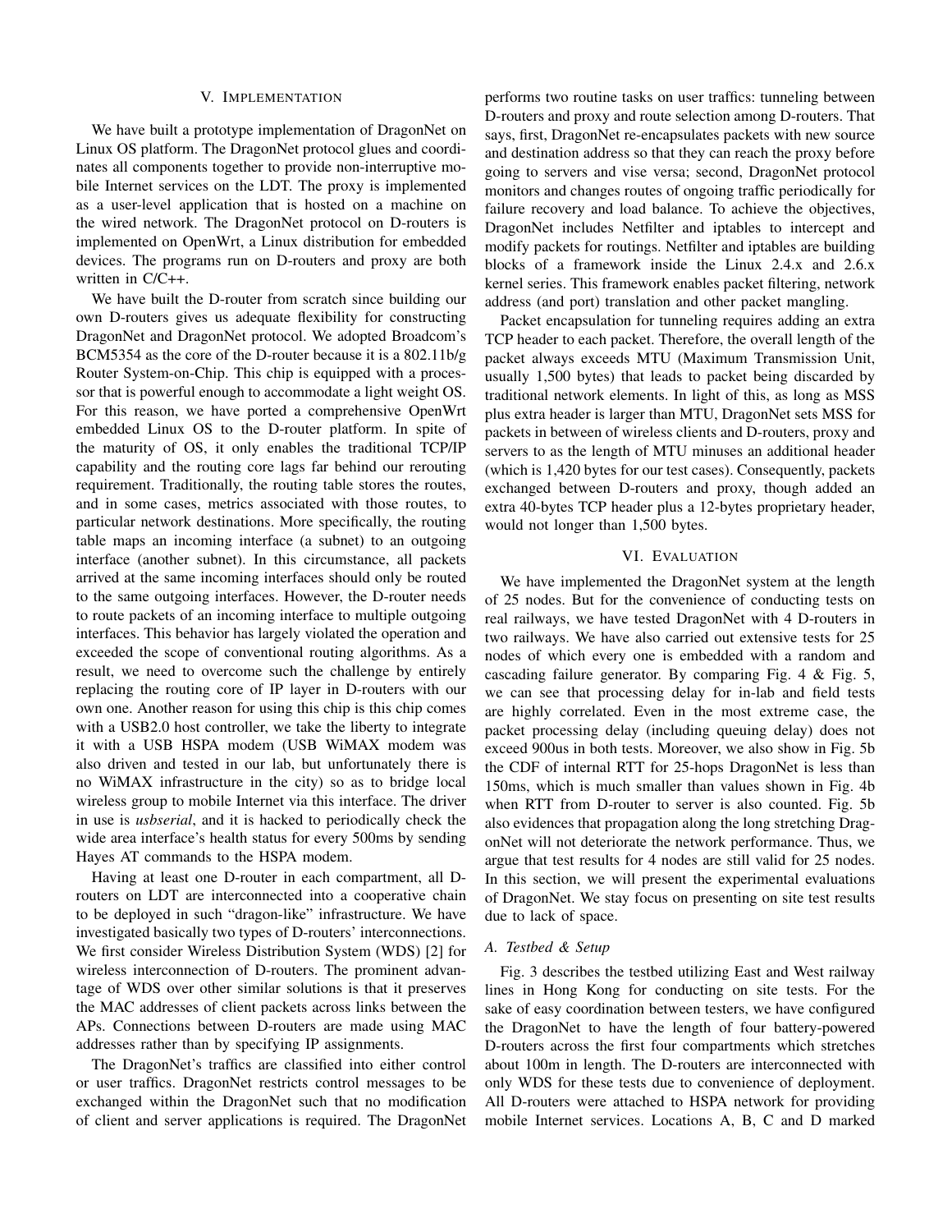## V. IMPLEMENTATION

We have built a prototype implementation of DragonNet on Linux OS platform. The DragonNet protocol glues and coordinates all components together to provide non-interruptive mobile Internet services on the LDT. The proxy is implemented as a user-level application that is hosted on a machine on the wired network. The DragonNet protocol on D-routers is implemented on OpenWrt, a Linux distribution for embedded devices. The programs run on D-routers and proxy are both written in C/C++.

We have built the D-router from scratch since building our own D-routers gives us adequate flexibility for constructing DragonNet and DragonNet protocol. We adopted Broadcom's BCM5354 as the core of the D-router because it is a 802.11b/g Router System-on-Chip. This chip is equipped with a processor that is powerful enough to accommodate a light weight OS. For this reason, we have ported a comprehensive OpenWrt embedded Linux OS to the D-router platform. In spite of the maturity of OS, it only enables the traditional TCP/IP capability and the routing core lags far behind our rerouting requirement. Traditionally, the routing table stores the routes, and in some cases, metrics associated with those routes, to particular network destinations. More specifically, the routing table maps an incoming interface (a subnet) to an outgoing interface (another subnet). In this circumstance, all packets arrived at the same incoming interfaces should only be routed to the same outgoing interfaces. However, the D-router needs to route packets of an incoming interface to multiple outgoing interfaces. This behavior has largely violated the operation and exceeded the scope of conventional routing algorithms. As a result, we need to overcome such the challenge by entirely replacing the routing core of IP layer in D-routers with our own one. Another reason for using this chip is this chip comes with a USB2.0 host controller, we take the liberty to integrate it with a USB HSPA modem (USB WiMAX modem was also driven and tested in our lab, but unfortunately there is no WiMAX infrastructure in the city) so as to bridge local wireless group to mobile Internet via this interface. The driver in use is *usbserial*, and it is hacked to periodically check the wide area interface's health status for every 500ms by sending Hayes AT commands to the HSPA modem.

Having at least one D-router in each compartment, all D-routers on LDT are interconnected into a cooperative chain to be deployed in such "dragon-like" infrastructure. We have investigated basically two types of D-routers' interconnections. We first consider Wireless Distribution System (WDS) [2] for wireless interconnection of D-routers. The prominent advantage of WDS over other similar solutions is that it preserves the MAC addresses of client packets across links between the APs. Connections between D-routers are made using MAC addresses rather than by specifying IP assignments.

The DragonNet's traffics are classified into either control or user traffics. DragonNet restricts control messages to be exchanged within the DragonNet such that no modification of client and server applications is required. The DragonNet performs two routine tasks on user traffics: tunneling between D-routers and proxy and route selection among D-routers. That says, first, DragonNet re-encapsulates packets with new source and destination address so that they can reach the proxy before going to servers and vise versa; second, DragonNet protocol monitors and changes routes of ongoing traffic periodically for failure recovery and load balance. To achieve the objectives, DragonNet includes Netfilter and iptables to intercept and modify packets for routings. Netfilter and iptables are building blocks of a framework inside the Linux 2.4.x and 2.6.x kernel series. This framework enables packet filtering, network address (and port) translation and other packet mangling.

Packet encapsulation for tunneling requires adding an extra TCP header to each packet. Therefore, the overall length of the packet always exceeds MTU (Maximum Transmission Unit, usually 1,500 bytes) that leads to packet being discarded by traditional network elements. In light of this, as long as MSS plus extra header is larger than MTU, DragonNet sets MSS for packets in between of wireless clients and D-routers, proxy and servers to as the length of MTU minuses an additional header (which is 1,420 bytes for our test cases). Consequently, packets exchanged between D-routers and proxy, though added an extra 40-bytes TCP header plus a 12-bytes proprietary header, would not longer than 1,500 bytes.

## VI. EVALUATION

We have implemented the DragonNet system at the length of 25 nodes. But for the convenience of conducting tests on real railways, we have tested DragonNet with 4 D-routers in two railways. We have also carried out extensive tests for 25 nodes of which every one is embedded with a random and cascading failure generator. By comparing Fig. 4 & Fig. 5, we can see that processing delay for in-lab and field tests are highly correlated. Even in the most extreme case, the packet processing delay (including queuing delay) does not exceed 900us in both tests. Moreover, we also show in Fig. 5b the CDF of internal RTT for 25-hops DragonNet is less than 150ms, which is much smaller than values shown in Fig. 4b when RTT from D-router to server is also counted. Fig. 5b also evidences that propagation along the long stretching DragonNet will not deteriorate the network performance. Thus, we argue that test results for 4 nodes are still valid for 25 nodes. In this section, we will present the experimental evaluations of DragonNet. We stay focus on presenting on site test results due to lack of space.

### A. Testbed & Setup

Fig. 3 describes the testbed utilizing East and West railway lines in Hong Kong for conducting on site tests. For the sake of easy coordination between testers, we have configured the DragonNet to have the length of four battery-powered D-routers across the first four compartments which stretches about 100m in length. The D-routers are interconnected with only WDS for these tests due to convenience of deployment. All D-routers were attached to HSPA network for providing mobile Internet services. Locations A, B, C and D marked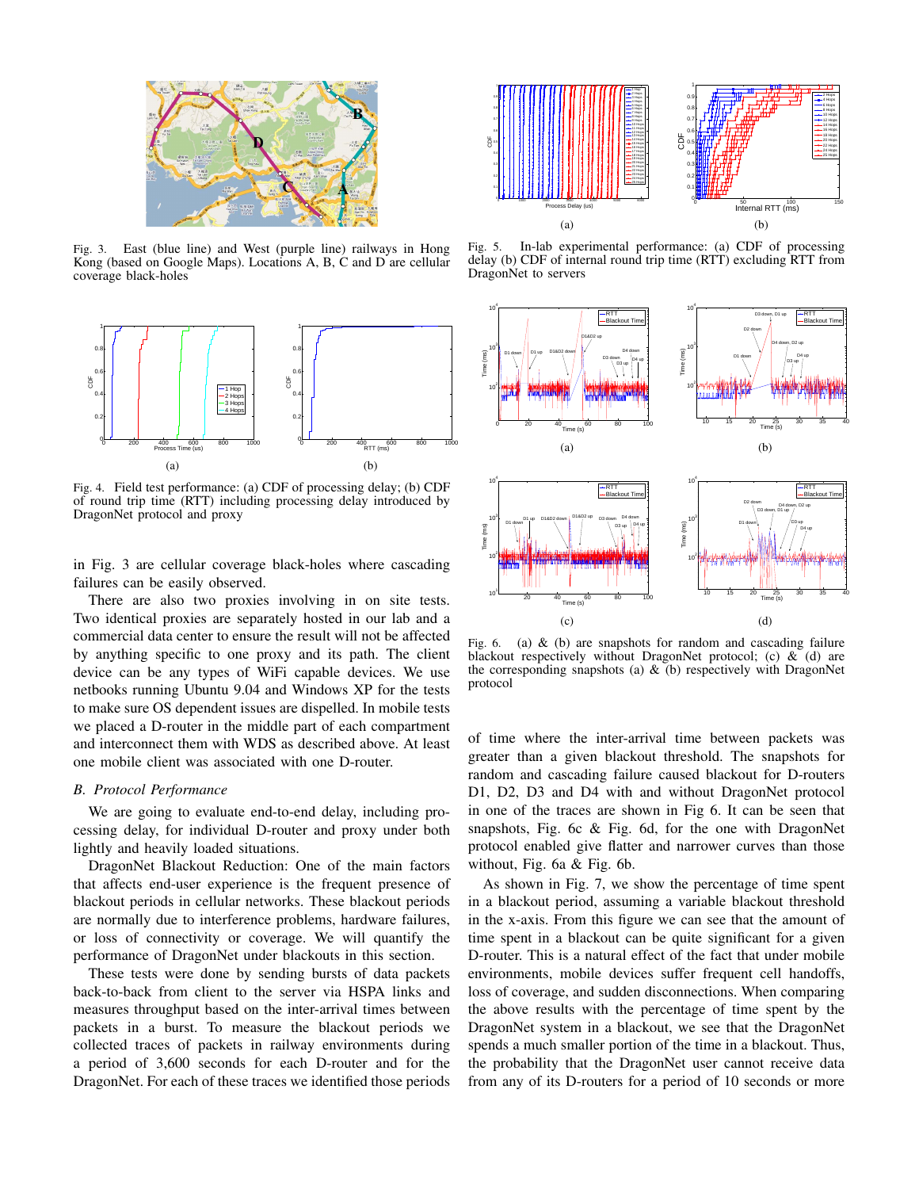Fig. 3. East (blue line) and West (purple line) railways in Hong Kong (based on Google Maps). Locations A, B, C and D are cellular coverage black-holes

Fig. 4. Field test performance: (a) CDF of processing delay; (b) CDF of round trip time (RTT) including processing delay introduced by DragonNet protocol and proxy

in Fig. 3 are cellular coverage black-holes where cascading failures can be easily observed.

There are also two proxies involving in on site tests. Two identical proxies are separately hosted in our lab and a commercial data center to ensure the result will not be affected by anything specific to one proxy and its path. The client device can be any types of WiFi capable devices. We use netbooks running Ubuntu 9.04 and Windows XP for the tests to make sure OS dependent issues are dispelled. In mobile tests we placed a D-router in the middle part of each compartment and interconnect them with WDS as described above. At least one mobile client was associated with one D-router.

### *B. Protocol Performance*

We are going to evaluate end-to-end delay, including processing delay, for individual D-router and proxy under both lightly and heavily loaded situations.

DragonNet Blackout Reduction: One of the main factors that affects end-user experience is the frequent presence of blackout periods in cellular networks. These blackout periods are normally due to interference problems, hardware failures, or loss of connectivity or coverage. We will quantify the performance of DragonNet under blackouts in this section.

These tests were done by sending bursts of data packets back-to-back from client to the server via HSPA links and measures throughput based on the inter-arrival times between packets in a burst. To measure the blackout periods we collected traces of packets in railway environments during a period of 3,600 seconds for each D-router and for the DragonNet. For each of these traces we identified those periods

Fig. 5. In-lab experimental performance: (a) CDF of processing delay (b) CDF of internal round trip time (RTT) excluding RTT from DragonNet to servers

Fig. 6. (a) & (b) are snapshots for random and cascading failure blackout respectively without DragonNet protocol; (c) & (d) are the corresponding snapshots (a) & (b) respectively with DragonNet protocol

of time where the inter-arrival time between packets was greater than a given blackout threshold. The snapshots for random and cascading failure caused blackout for D-routers D1, D2, D3 and D4 with and without DragonNet protocol in one of the traces are shown in Fig 6. It can be seen that snapshots, Fig. 6c & Fig. 6d, for the one with DragonNet protocol enabled give flatter and narrower curves than those without, Fig. 6a & Fig. 6b.

As shown in Fig. 7, we show the percentage of time spent in a blackout period, assuming a variable blackout threshold in the x-axis. From this figure we can see that the amount of time spent in a blackout can be quite significant for a given D-router. This is a natural effect of the fact that under mobile environments, mobile devices suffer frequent cell handoffs, loss of coverage, and sudden disconnections. When comparing the above results with the percentage of time spent by the DragonNet system in a blackout, we see that the DragonNet spends a much smaller portion of the time in a blackout. Thus, the probability that the DragonNet user cannot receive data from any of its D-routers for a period of 10 seconds or more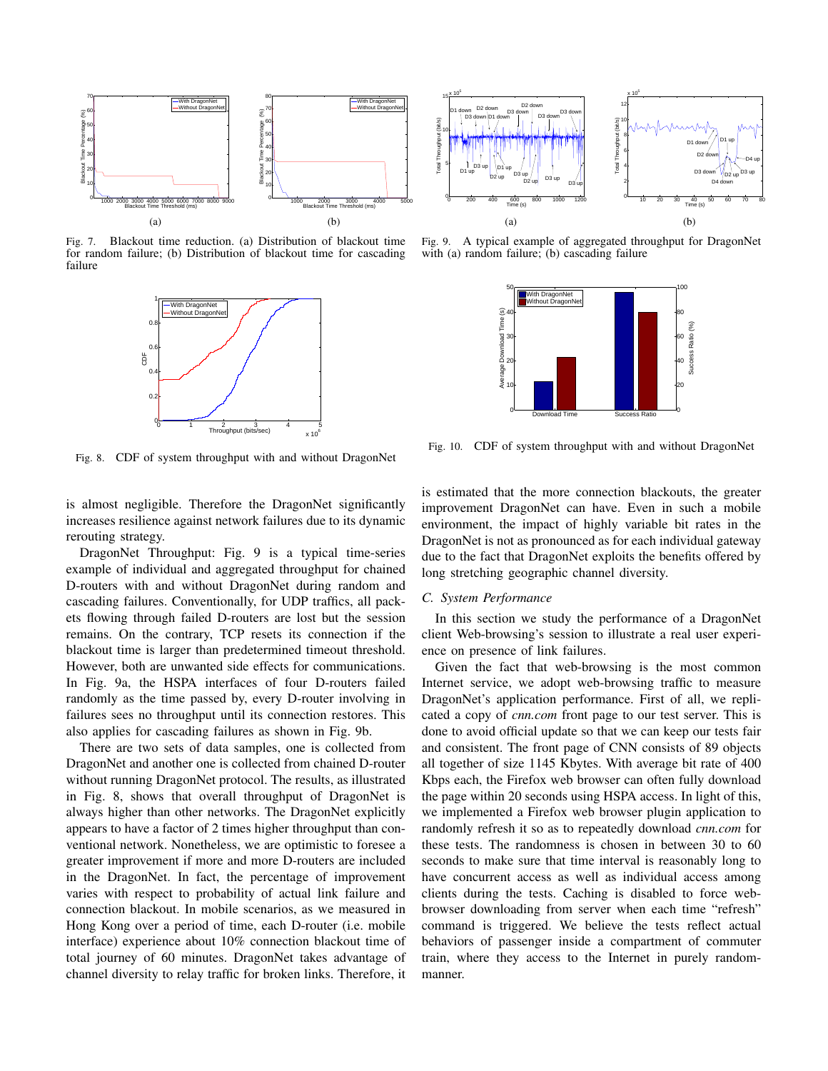Fig. 7. Blackout time reduction. (a) Distribution of blackout time for random failure; (b) Distribution of blackout time for cascading failure

Fig. 9. A typical example of aggregated throughput for DragonNet with (a) random failure; (b) cascading failure

Fig. 8. CDF of system throughput with and without DragonNet

Fig. 10. CDF of system throughput with and without DragonNet

is almost negligible. Therefore the DragonNet significantly increases resilience against network failures due to its dynamic rerouting strategy.

DragonNet Throughput: Fig. 9 is a typical time-series example of individual and aggregated throughput for chained D-routers with and without DragonNet during random and cascading failures. Conventionally, for UDP traffics, all packets flowing through failed D-routers are lost but the session remains. On the contrary, TCP resets its connection if the blackout time is larger than predetermined timeout threshold. However, both are unwanted side effects for communications. In Fig. 9a, the HSPA interfaces of four D-routers failed randomly as the time passed by, every D-router involving in failures sees no throughput until its connection restores. This also applies for cascading failures as shown in Fig. 9b.

There are two sets of data samples, one is collected from DragonNet and another one is collected from chained D-router without running DragonNet protocol. The results, as illustrated in Fig. 8, shows that overall throughput of DragonNet is always higher than other networks. The DragonNet explicitly appears to have a factor of 2 times higher throughput than conventional network. Nonetheless, we are optimistic to foresee a greater improvement if more and more D-routers are included in the DragonNet. In fact, the percentage of improvement varies with respect to probability of actual link failure and connection blackout. In mobile scenarios, as we measured in Hong Kong over a period of time, each D-router (i.e. mobile interface) experience about 10% connection blackout time of total journey of 60 minutes. DragonNet takes advantage of channel diversity to relay traffic for broken links. Therefore, it is estimated that the more connection blackouts, the greater improvement DragonNet can have. Even in such a mobile environment, the impact of highly variable bit rates in the DragonNet is not as pronounced as for each individual gateway due to the fact that DragonNet exploits the benefits offered by long stretching geographic channel diversity.

### C. System Performance

In this section we study the performance of a DragonNet client Web-browsing's session to illustrate a real user experience on presence of link failures.

Given the fact that web-browsing is the most common Internet service, we adopt web-browsing traffic to measure DragonNet's application performance. First of all, we replicated a copy of *cnn.com* front page to our test server. This is done to avoid official update so that we can keep our tests fair and consistent. The front page of CNN consists of 89 objects all together of size 1145 Kbytes. With average bit rate of 400 Kbps each, the Firefox web browser can often fully download the page within 20 seconds using HSPA access. In light of this, we implemented a Firefox web browser plugin application to randomly refresh it so as to repeatedly download *cnn.com* for these tests. The randomness is chosen in between 30 to 60 seconds to make sure that time interval is reasonably long to have concurrent access as well as individual access among clients during the tests. Caching is disabled to force web-browser downloading from server when each time "refresh" command is triggered. We believe the tests reflect actual behaviors of passenger inside a compartment of commuter train, where they access to the Internet in purely random-manner.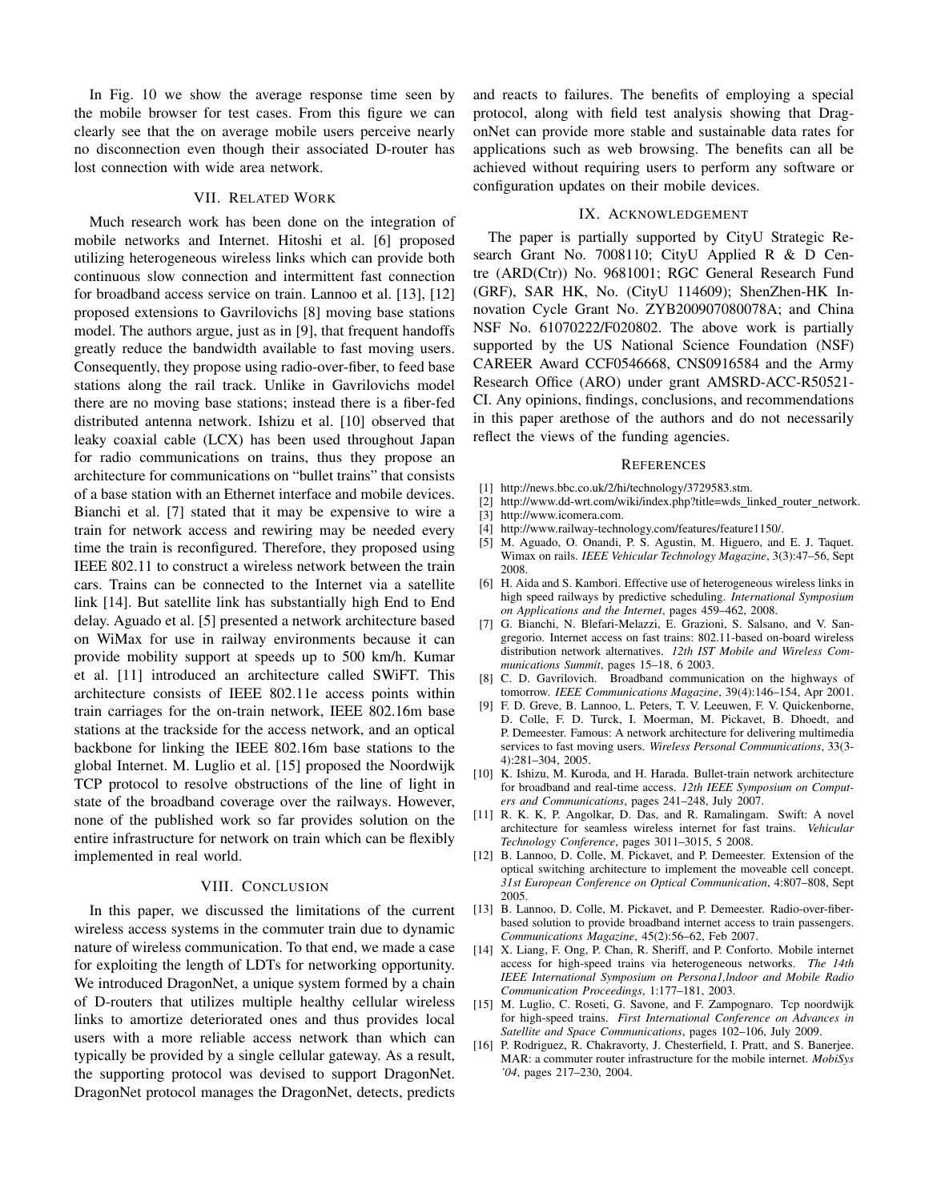In Fig. 10 we show the average response time seen by the mobile browser for test cases. From this figure we can clearly see that the on average mobile users perceive nearly no disconnection even though their associated D-router has lost connection with wide area network.

## VII. Related Work

Much research work has been done on the integration of mobile networks and Internet. Hitoshi et al. [6] proposed utilizing heterogeneous wireless links which can provide both continuous slow connection and intermittent fast connection for broadband access service on train. Lannoo et al. [13], [12] proposed extensions to Gavrilovichs [8] moving base stations model. The authors argue, just as in [9], that frequent handoffs greatly reduce the bandwidth available to fast moving users. Consequently, they propose using radio-over-fiber, to feed base stations along the rail track. Unlike in Gavrilovichs model there are no moving base stations; instead there is a fiber-fed distributed antenna network. Ishizu et al. [10] observed that leaky coaxial cable (LCX) has been used throughout Japan for radio communications on trains, thus they propose an architecture for communications on "bullet trains" that consists of a base station with an Ethernet interface and mobile devices. Bianchi et al. [7] stated that it may be expensive to wire a train for network access and rewiring may be needed every time the train is reconfigured. Therefore, they proposed using IEEE 802.11 to construct a wireless network between the train cars. Trains can be connected to the Internet via a satellite link [14]. But satellite link has substantially high End to End delay. Aguado et al. [5] presented a network architecture based on WiMax for use in railway environments because it can provide mobility support at speeds up to 500 km/h. Kumar et al. [11] introduced an architecture called SWiFT. This architecture consists of IEEE 802.11e access points within train carriages for the on-train network, IEEE 802.16m base stations at the trackside for the access network, and an optical backbone for linking the IEEE 802.16m base stations to the global Internet. M. Luglio et al. [15] proposed the Noordwijk TCP protocol to resolve obstructions of the line of light in state of the broadband coverage over the railways. However, none of the published work so far provides solution on the entire infrastructure for network on train which can be flexibly implemented in real world.

## VIII. Conclusion

In this paper, we discussed the limitations of the current wireless access systems in the commuter train due to dynamic nature of wireless communication. To that end, we made a case for exploiting the length of LDTs for networking opportunity. We introduced DragonNet, a unique system formed by a chain of D-routers that utilizes multiple healthy cellular wireless links to amortize deteriorated ones and thus provides local users with a more reliable access network than which can typically be provided by a single cellular gateway. As a result, the supporting protocol was devised to support DragonNet. DragonNet protocol manages the DragonNet, detects, predicts and reacts to failures. The benefits of employing a special protocol, along with field test analysis showing that DragonNet can provide more stable and sustainable data rates for applications such as web browsing. The benefits can all be achieved without requiring users to perform any software or configuration updates on their mobile devices.

## IX. Acknowledgement

The paper is partially supported by CityU Strategic Research Grant No. 7008110; CityU Applied R & D Centre (ARD(Ctr)) No. 9681001; RGC General Research Fund (GRF), SAR HK, No. (CityU 114609); ShenZhen-HK Innovation Cycle Grant No. ZYB200907080078A; and China NSF No. 61070222/F020802. The above work is partially supported by the US National Science Foundation (NSF) CAREER Award CCF0546668, CNS0916584 and the Army Research Office (ARO) under grant AMSRD-ACC-R50521-CI. Any opinions, findings, conclusions, and recommendations in this paper arethose of the authors and do not necessarily reflect the views of the funding agencies.

## References

[1] http://news.bbc.co.uk/2/hi/technology/3729583.stm.

[2] http://www.dd-wrt.com/wiki/index.php?title=wds_linked_router_network.

[3] http://www.icomera.com.

[4] http://www.railway-technology.com/features/feature1150/.

[5] M. Aguado, O. Onandi, P. S. Agustin, M. Higuero, and E. J. Taquet. Wimax on rails. *IEEE Vehicular Technology Magazine*, 3(3):47–56, Sept 2008.

[6] H. Aida and S. Kambori. Effective use of heterogeneous wireless links in high speed railways by predictive scheduling. *International Symposium on Applications and the Internet*, pages 459–462, 2008.

[7] G. Bianchi, N. Blefari-Melazzi, E. Grazioni, S. Salsano, and V. Sangregorio. Internet access on fast trains: 802.11-based on-board wireless distribution network alternatives. *12th IST Mobile and Wireless Communications Summit*, pages 15–18, 6 2003.

[8] C. D. Gavrilovich. Broadband communication on the highways of tomorrow. *IEEE Communications Magazine*, 39(4):146–154, Apr 2001.

[9] F. D. Greve, B. Lannoo, L. Peters, T. V. Leeuwen, F. V. Quickenborne, D. Colle, F. D. Turck, I. Moerman, M. Pickavet, B. Dhoedt, and P. Demeester. Famous: A network architecture for delivering multimedia services to fast moving users. *Wireless Personal Communications*, 33(3-4):281–304, 2005.

[10] K. Ishizu, M. Kuroda, and H. Harada. Bullet-train network architecture for broadband and real-time access. *12th IEEE Symposium on Computers and Communications*, pages 241–248, July 2007.

[11] R. K. K, P. Angolkar, D. Das, and R. Ramalingam. Swift: A novel architecture for seamless wireless internet for fast trains. *Vehicular Technology Conference*, pages 3011–3015, 5 2008.

[12] B. Lannoo, D. Colle, M. Pickavet, and P. Demeester. Extension of the optical switching architecture to implement the moveable cell concept. *31st European Conference on Optical Communication*, 4:807–808, Sept 2005.

[13] B. Lannoo, D. Colle, M. Pickavet, and P. Demeester. Radio-over-fiber-based solution to provide broadband internet access to train passengers. *Communications Magazine*, 45(2):56–62, Feb 2007.

[14] X. Liang, F. Ong, P. Chan, R. Sheriff, and P. Conforto. Mobile internet access for high-speed trains via heterogeneous networks. *The 14th IEEE International Symposium on Persona1,lndoor and Mobile Radio Communication Proceedings*, 1:177–181, 2003.

[15] M. Luglio, C. Roseti, G. Savone, and F. Zampognaro. Tcp noordwijk for high-speed trains. *First International Conference on Advances in Satellite and Space Communications*, pages 102–106, July 2009.

[16] P. Rodriguez, R. Chakravorty, J. Chesterfield, I. Pratt, and S. Banerjee. MAR: a commuter router infrastructure for the mobile internet. *MobiSys '04*, pages 217–230, 2004.